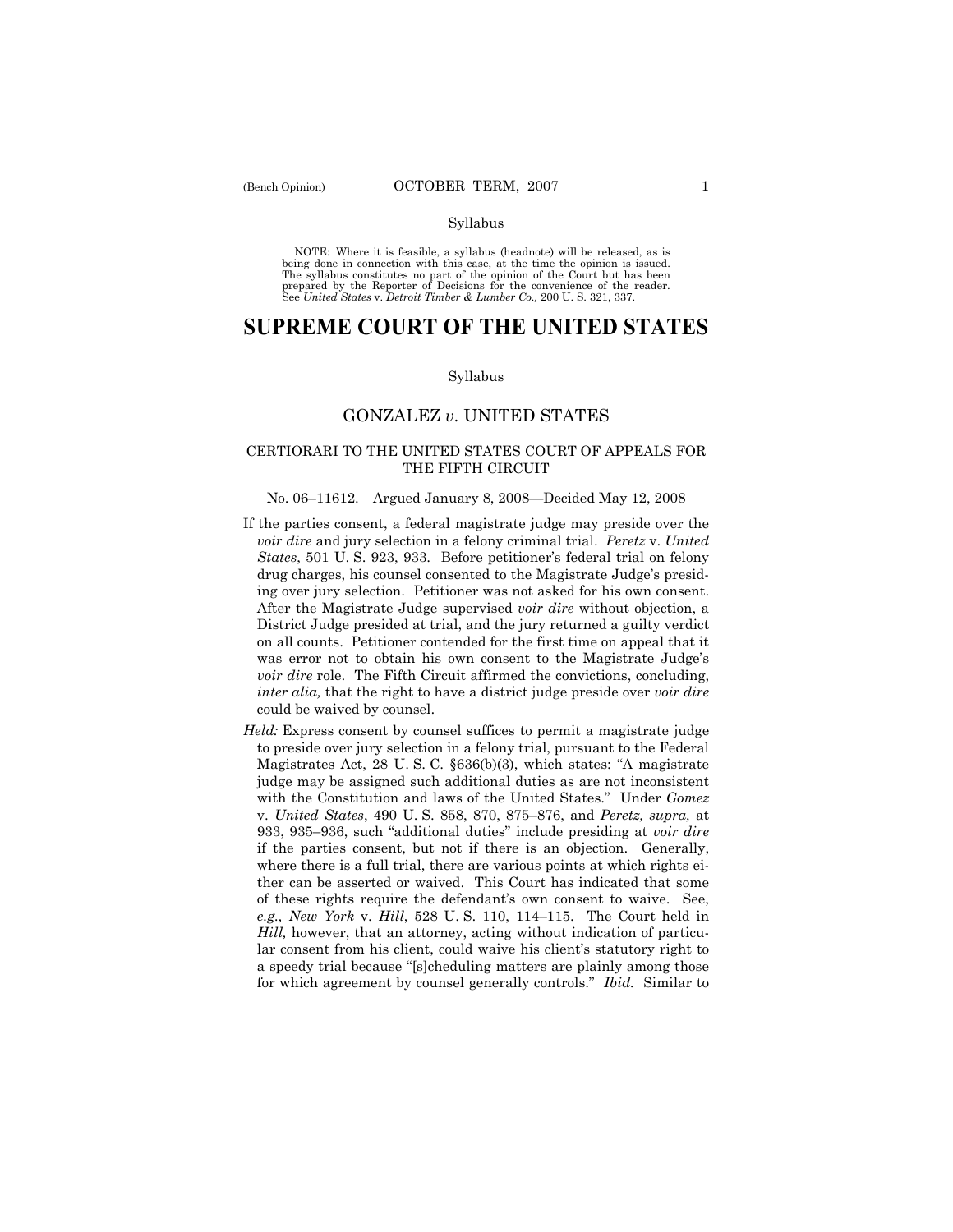Syllabus

NOTE: Where it is feasible, a syllabus (headnote) will be released, as is being done in connection with this case, at the time the opinion is issued. The syllabus constitutes no part of the opinion of the Court but has been prepared by the Reporter of Decisions for the convenience of the reader. See *United States* v. *Detroit Timber & Lumber Co.,* 200 U. S. 321, 337.

# SUPREME COURT OF THE UNITED STATES

Syllabus

## GONZALEZ *v.* UNITED STATES

### CERTIORARI TO THE UNITED STATES COURT OF APPEALS FOR THE FIFTH CIRCUIT

No. 06–11612. Argued January 8, 2008—Decided May 12, 2008

If the parties consent, a federal magistrate judge may preside over the *voir dire* and jury selection in a felony criminal trial. *Peretz* v. *United States*, 501 U. S. 923, 933. Before petitioner's federal trial on felony drug charges, his counsel consented to the Magistrate Judge's presiding over jury selection. Petitioner was not asked for his own consent. After the Magistrate Judge supervised *voir dire* without objection, a District Judge presided at trial, and the jury returned a guilty verdict on all counts. Petitioner contended for the first time on appeal that it was error not to obtain his own consent to the Magistrate Judge's *voir dire* role. The Fifth Circuit affirmed the convictions, concluding, *inter alia,* that the right to have a district judge preside over *voir dire* could be waived by counsel.

*Held:* Express consent by counsel suffices to permit a magistrate judge to preside over jury selection in a felony trial, pursuant to the Federal Magistrates Act, 28 U. S. C. §636(b)(3), which states: "A magistrate judge may be assigned such additional duties as are not inconsistent with the Constitution and laws of the United States." Under *Gomez* v. *United States*, 490 U. S. 858, 870, 875–876, and *Peretz, supra,* at 933, 935–936, such "additional duties" include presiding at *voir dire* if the parties consent, but not if there is an objection. Generally, where there is a full trial, there are various points at which rights either can be asserted or waived. This Court has indicated that some of these rights require the defendant's own consent to waive. See, *e.g., New York* v. *Hill*, 528 U. S. 110, 114–115. The Court held in *Hill,* however, that an attorney, acting without indication of particular consent from his client, could waive his client's statutory right to a speedy trial because "[s]cheduling matters are plainly among those for which agreement by counsel generally controls." *Ibid.* Similar to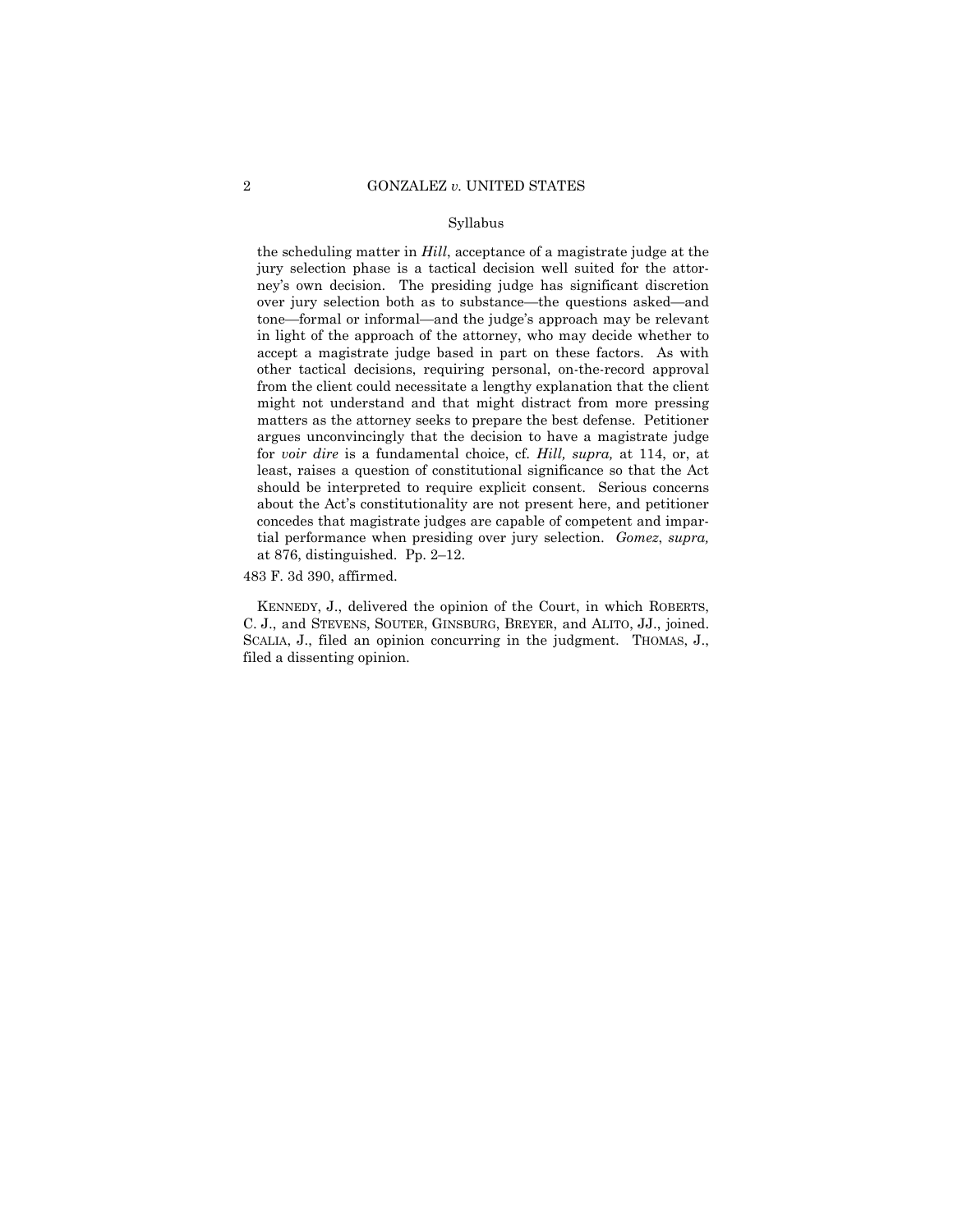Syllabus

the scheduling matter in *Hill*, acceptance of a magistrate judge at the jury selection phase is a tactical decision well suited for the attorney's own decision. The presiding judge has significant discretion over jury selection both as to substance—the questions asked—and tone—formal or informal—and the judge's approach may be relevant in light of the approach of the attorney, who may decide whether to accept a magistrate judge based in part on these factors. As with other tactical decisions, requiring personal, on-the-record approval from the client could necessitate a lengthy explanation that the client might not understand and that might distract from more pressing matters as the attorney seeks to prepare the best defense. Petitioner argues unconvincingly that the decision to have a magistrate judge for *voir dire* is a fundamental choice, cf. *Hill, supra,* at 114, or, at least, raises a question of constitutional significance so that the Act should be interpreted to require explicit consent. Serious concerns about the Act's constitutionality are not present here, and petitioner concedes that magistrate judges are capable of competent and impartial performance when presiding over jury selection. *Gomez*, *supra,* at 876, distinguished. Pp. 2–12.

483 F. 3d 390, affirmed.

KENNEDY, J., delivered the opinion of the Court, in which ROBERTS, C. J., and STEVENS, SOUTER, GINSBURG, BREYER, and ALITO, JJ., joined. SCALIA, J., filed an opinion concurring in the judgment. THOMAS, J., filed a dissenting opinion.